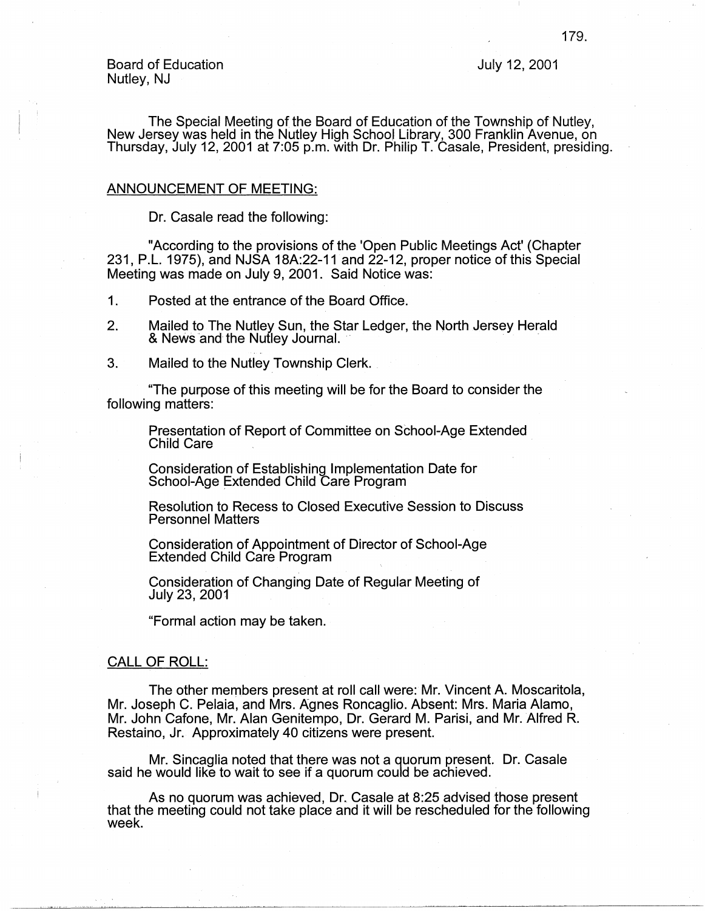Board of Education
Nutley, NJ

July 12, 2001

The Special Meeting of the Board of Education of the Township of Nutley, New Jersey was held in the Nutley High School Library, 300 Franklin Avenue, on Thursday, July 12, 2001 at 7:05 p.m. with Dr. Philip T. Casale, President, presiding.

## ANNOUNCEMENT OF MEETING:

Dr. Casale read the following:

"According to the provisions of the 'Open Public Meetings Act' (Chapter 231, P.L. 1975), and NJSA 18A:22-11 and 22-12, proper notice of this Special Meeting was made on July 9, 2001. Said Notice was:

1. Posted at the entrance of the Board Office.
2. Mailed to The Nutley Sun, the Star Ledger, the North Jersey Herald & News and the Nutley Journal.
3. Mailed to the Nutley Township Clerk.

"The purpose of this meeting will be for the Board to consider the following matters:

Presentation of Report of Committee on School-Age Extended Child Care

Consideration of Establishing Implementation Date for School-Age Extended Child Care Program

Resolution to Recess to Closed Executive Session to Discuss Personnel Matters

Consideration of Appointment of Director of School-Age Extended Child Care Program

Consideration of Changing Date of Regular Meeting of July 23, 2001

"Formal action may be taken.

## CALL OF ROLL:

The other members present at roll call were: Mr. Vincent A. Moscaritola, Mr. Joseph C. Pelaia, and Mrs. Agnes Roncaglio. Absent: Mrs. Maria Alamo, Mr. John Cafone, Mr. Alan Genitempo, Dr. Gerard M. Parisi, and Mr. Alfred R. Restaino, Jr. Approximately 40 citizens were present.

Mr. Sincaglia noted that there was not a quorum present. Dr. Casale said he would like to wait to see if a quorum could be achieved.

As no quorum was achieved, Dr. Casale at 8:25 advised those present that the meeting could not take place and it will be rescheduled for the following week.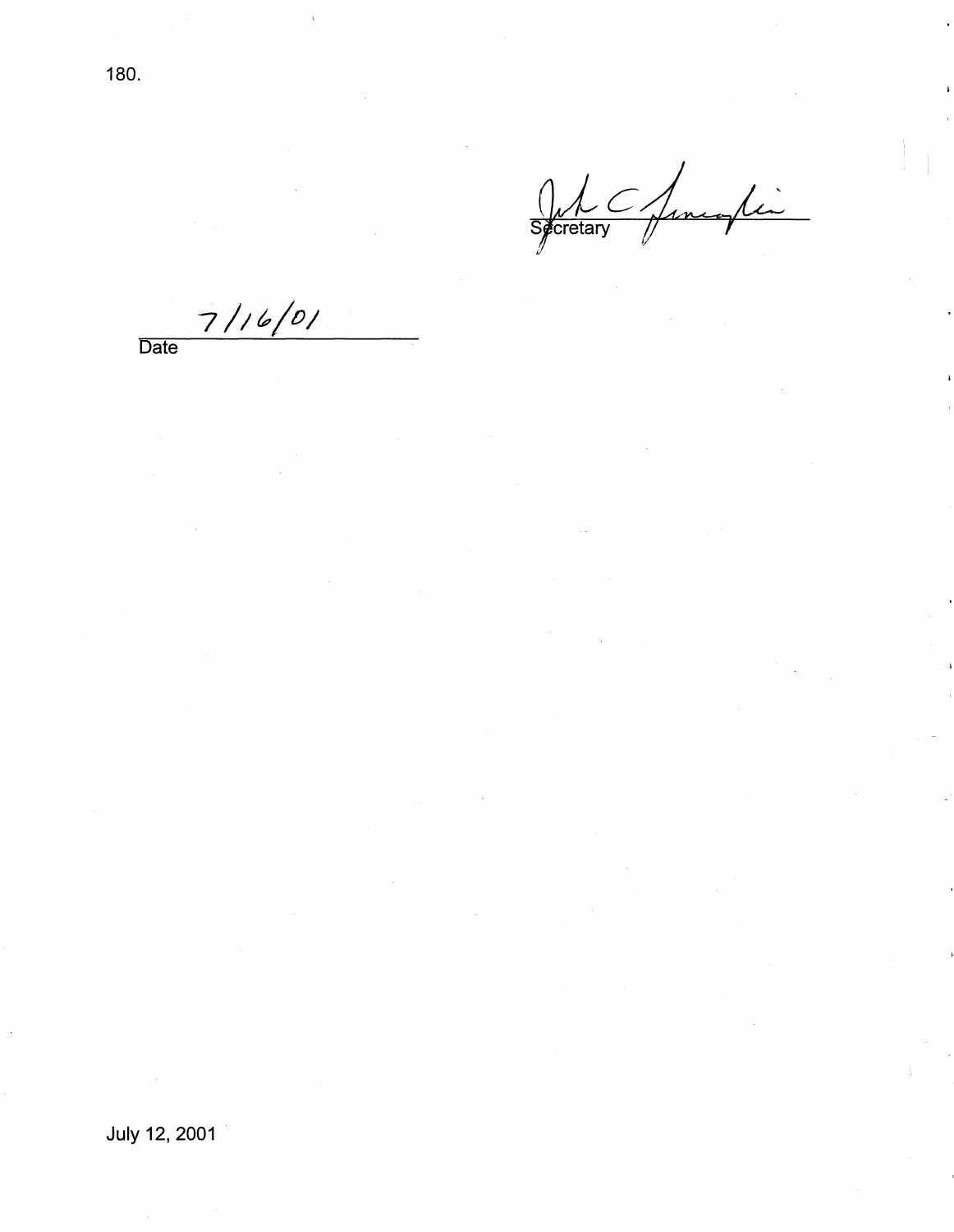Secretary

7/16/01

Date

July 12, 2001